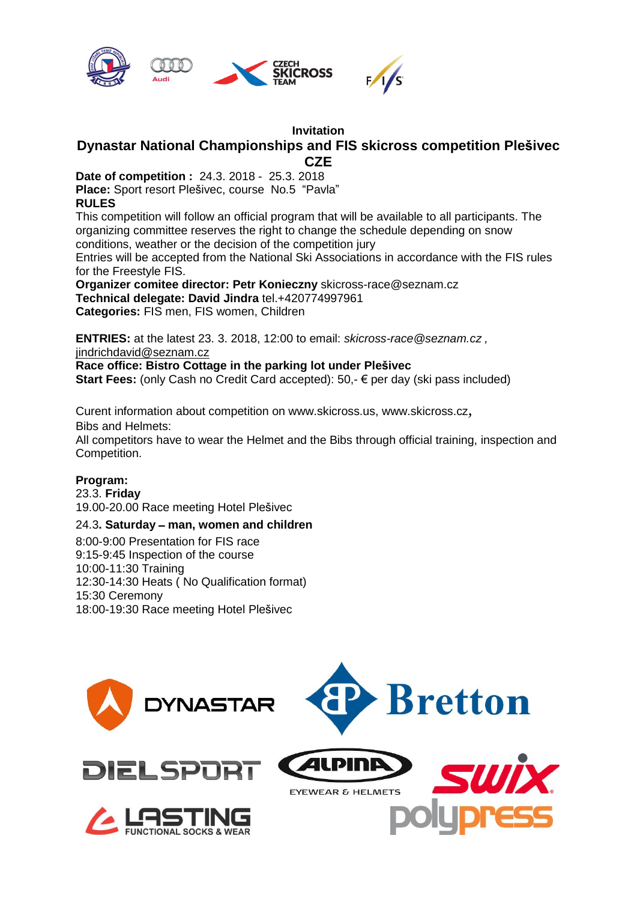**Invitation**

# Dynastar National Championships and FIS skicross competition Plešivec CZE

**Date of competition :** 24.3. 2018 - 25.3. 2018
**Place:** Sport resort Plešivec, course No.5 "Pavla"
**RULES**
This competition will follow an official program that will be available to all participants. The organizing committee reserves the right to change the schedule depending on snow conditions, weather or the decision of the competition jury
Entries will be accepted from the National Ski Associations in accordance with the FIS rules for the Freestyle FIS.
**Organizer comitee director: Petr Konieczny** skicross-race@seznam.cz
**Technical delegate: David Jindra** tel.+420774997961
**Categories:** FIS men, FIS women, Children

**ENTRIES:** at the latest 23. 3. 2018, 12:00 to email: *skicross-race@seznam.cz ,* jindrichdavid@seznam.cz
**Race office: Bistro Cottage in the parking lot under Plešivec**
**Start Fees:** (only Cash no Credit Card accepted): 50,- € per day (ski pass included)

Curent information about competition on www.skicross.us, www.skicross.cz,
Bibs and Helmets:
All competitors have to wear the Helmet and the Bibs through official training, inspection and Competition.

**Program:**
23.3. **Friday**
19.00-20.00 Race meeting Hotel Plešivec

24.3**. Saturday – man, women and children**
8:00-9:00 Presentation for FIS race
9:15-9:45 Inspection of the course
10:00-11:30 Training
12:30-14:30 Heats ( No Qualification format)
15:30 Ceremony
18:00-19:30 Race meeting Hotel Plešivec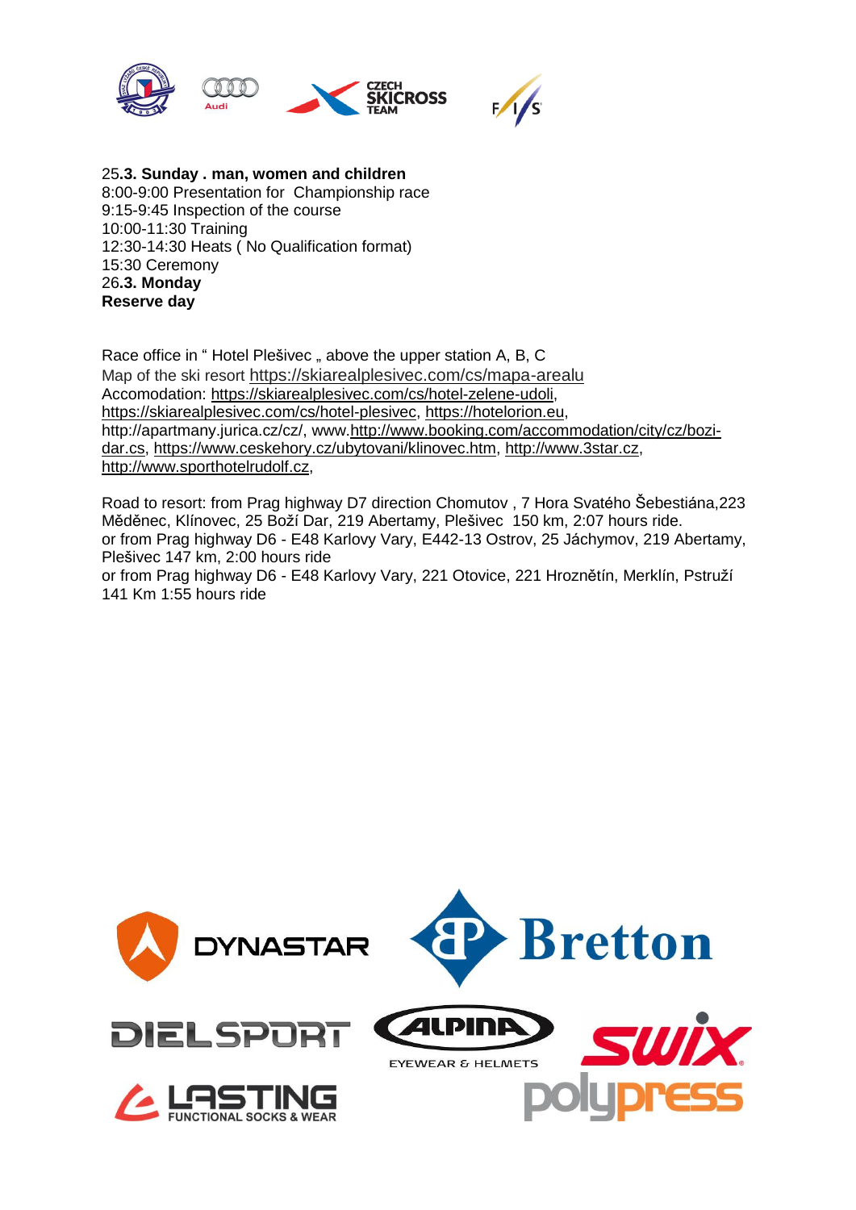25**.3. Sunday . man, women and children**
8:00-9:00 Presentation for Championship race
9:15-9:45 Inspection of the course
10:00-11:30 Training
12:30-14:30 Heats ( No Qualification format)
15:30 Ceremony
26**.3. Monday**
**Reserve day**

Race office in " Hotel Plešivec „ above the upper station A, B, C
Map of the ski resort https://skiarealplesivec.com/cs/mapa-arealu
Accomodation: https://skiarealplesivec.com/cs/hotel-zelene-udoli, https://skiarealplesivec.com/cs/hotel-plesivec, https://hotelorion.eu, http://apartmany.jurica.cz/cz/, www.http://www.booking.com/accommodation/city/cz/bozi-dar.cs, https://www.ceskehory.cz/ubytovani/klinovec.htm, http://www.3star.cz, http://www.sporthotelrudolf.cz,

Road to resort: from Prag highway D7 direction Chomutov , 7 Hora Svatého Šebestiána,223 Měděnec, Klínovec, 25 Boží Dar, 219 Abertamy, Plešivec 150 km, 2:07 hours ride.
or from Prag highway D6 - E48 Karlovy Vary, E442-13 Ostrov, 25 Jáchymov, 219 Abertamy, Plešivec 147 km, 2:00 hours ride
or from Prag highway D6 - E48 Karlovy Vary, 221 Otovice, 221 Hroznětín, Merklín, Pstruží 141 Km 1:55 hours ride